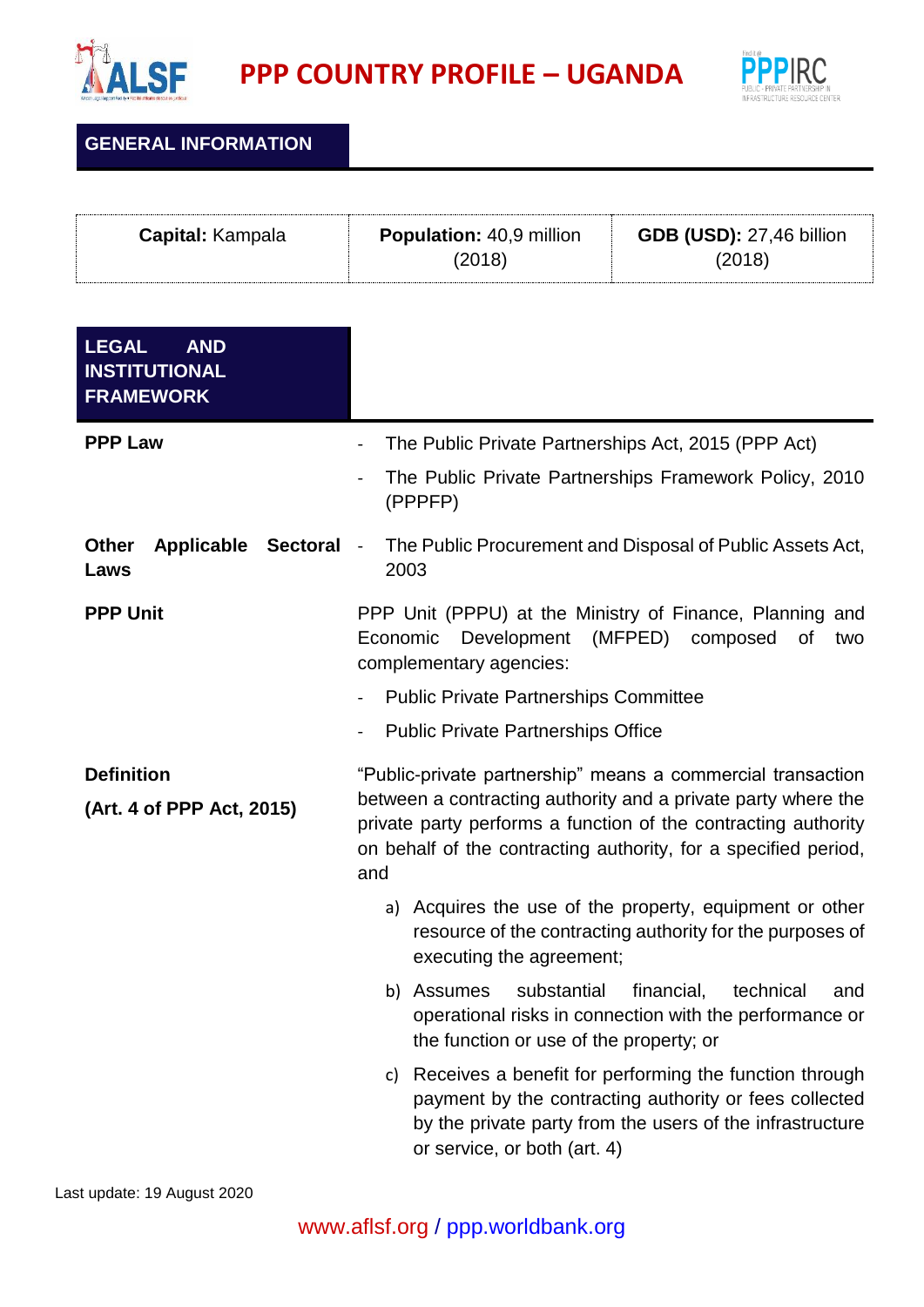# PPP COUNTRY PROFILE – UGANDA

## GENERAL INFORMATION

| **Capital:** Kampala | **Population:** 40,9 million (2018) | **GDB (USD):** 27,46 billion (2018) |
|---|---|---|

## LEGAL AND INSTITUTIONAL FRAMEWORK

**PPP Law**

- The Public Private Partnerships Act, 2015 (PPP Act)
- The Public Private Partnerships Framework Policy, 2010 (PPPFP)

**Other Applicable Sectoral Laws**

- The Public Procurement and Disposal of Public Assets Act, 2003

**PPP Unit**

PPP Unit (PPPU) at the Ministry of Finance, Planning and Economic Development (MFPED) composed of two complementary agencies:

- Public Private Partnerships Committee
- Public Private Partnerships Office

**Definition**

**(Art. 4 of PPP Act, 2015)**

"Public-private partnership" means a commercial transaction between a contracting authority and a private party where the private party performs a function of the contracting authority on behalf of the contracting authority, for a specified period, and

a) Acquires the use of the property, equipment or other resource of the contracting authority for the purposes of executing the agreement;

b) Assumes substantial financial, technical and operational risks in connection with the performance or the function or use of the property; or

c) Receives a benefit for performing the function through payment by the contracting authority or fees collected by the private party from the users of the infrastructure or service, or both (art. 4)

Last update: 19 August 2020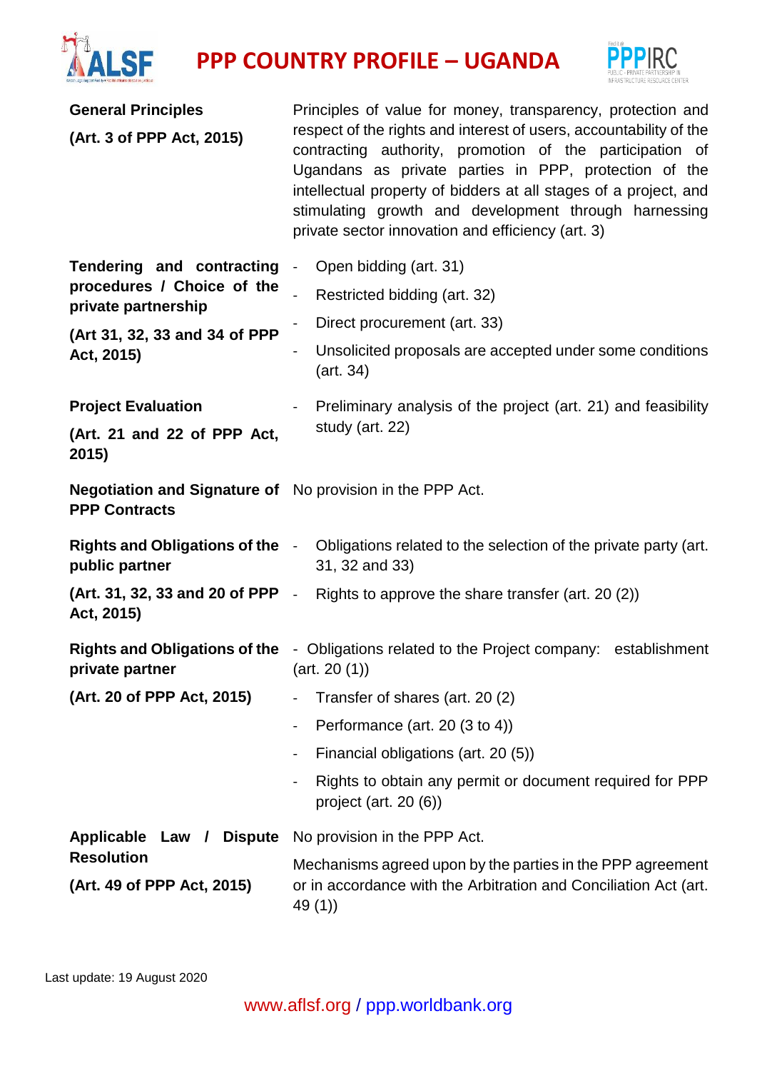| | |
|---|---|
| **General Principles**<br><br>**(Art. 3 of PPP Act, 2015)** | Principles of value for money, transparency, protection and respect of the rights and interest of users, accountability of the contracting authority, promotion of the participation of Ugandans as private parties in PPP, protection of the intellectual property of bidders at all stages of a project, and stimulating growth and development through harnessing private sector innovation and efficiency (art. 3) |
| **Tendering and contracting procedures / Choice of the private partnership**<br><br>**(Art 31, 32, 33 and 34 of PPP Act, 2015)** | - Open bidding (art. 31)<br>- Restricted bidding (art. 32)<br>- Direct procurement (art. 33)<br>- Unsolicited proposals are accepted under some conditions (art. 34) |
| **Project Evaluation**<br><br>**(Art. 21 and 22 of PPP Act, 2015)** | - Preliminary analysis of the project (art. 21) and feasibility study (art. 22) |
| **Negotiation and Signature of PPP Contracts** | No provision in the PPP Act. |
| **Rights and Obligations of the public partner**<br><br>**(Art. 31, 32, 33 and 20 of PPP Act, 2015)** | - Obligations related to the selection of the private party (art. 31, 32 and 33)<br>- Rights to approve the share transfer (art. 20 (2)) |
| **Rights and Obligations of the private partner**<br><br>**(Art. 20 of PPP Act, 2015)** | - Obligations related to the Project company: establishment (art. 20 (1))<br>- Transfer of shares (art. 20 (2)<br>- Performance (art. 20 (3 to 4))<br>- Financial obligations (art. 20 (5))<br>- Rights to obtain any permit or document required for PPP project (art. 20 (6)) |
| **Applicable Law / Dispute Resolution**<br><br>**(Art. 49 of PPP Act, 2015)** | No provision in the PPP Act.<br><br>Mechanisms agreed upon by the parties in the PPP agreement or in accordance with the Arbitration and Conciliation Act (art. 49 (1)) |

Last update: 19 August 2020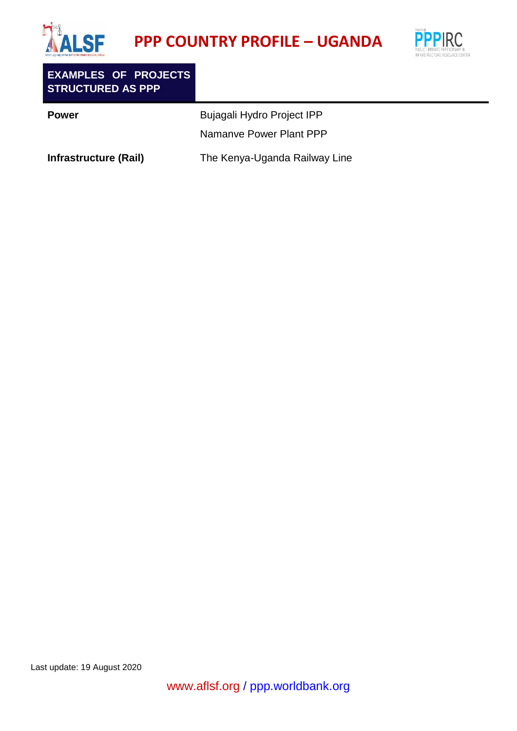## EXAMPLES OF PROJECTS STRUCTURED AS PPP

| | |
|---|---|
| **Power** | Bujagali Hydro Project IPP |
| | Namanve Power Plant PPP |
| **Infrastructure (Rail)** | The Kenya-Uganda Railway Line |

Last update: 19 August 2020

www.aflsf.org / ppp.worldbank.org